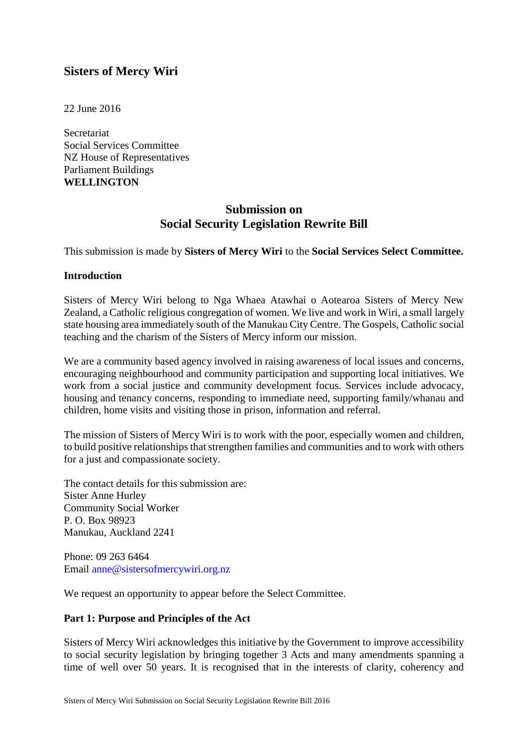## Sisters of Mercy Wiri

22 June 2016

Secretariat
Social Services Committee
NZ House of Representatives
Parliament Buildings
**WELLINGTON**

## Submission on Social Security Legislation Rewrite Bill

This submission is made by **Sisters of Mercy Wiri** to the **Social Services Select Committee.**

**Introduction**

Sisters of Mercy Wiri belong to Nga Whaea Atawhai o Aotearoa Sisters of Mercy New Zealand, a Catholic religious congregation of women. We live and work in Wiri, a small largely state housing area immediately south of the Manukau City Centre. The Gospels, Catholic social teaching and the charism of the Sisters of Mercy inform our mission.

We are a community based agency involved in raising awareness of local issues and concerns, encouraging neighbourhood and community participation and supporting local initiatives. We work from a social justice and community development focus. Services include advocacy, housing and tenancy concerns, responding to immediate need, supporting family/whanau and children, home visits and visiting those in prison, information and referral.

The mission of Sisters of Mercy Wiri is to work with the poor, especially women and children, to build positive relationships that strengthen families and communities and to work with others for a just and compassionate society.

The contact details for this submission are:
Sister Anne Hurley
Community Social Worker
P. O. Box 98923
Manukau, Auckland 2241

Phone: 09 263 6464
Email anne@sistersofmercywiri.org.nz

We request an opportunity to appear before the Select Committee.

**Part 1: Purpose and Principles of the Act**

Sisters of Mercy Wiri acknowledges this initiative by the Government to improve accessibility to social security legislation by bringing together 3 Acts and many amendments spanning a time of well over 50 years. It is recognised that in the interests of clarity, coherency and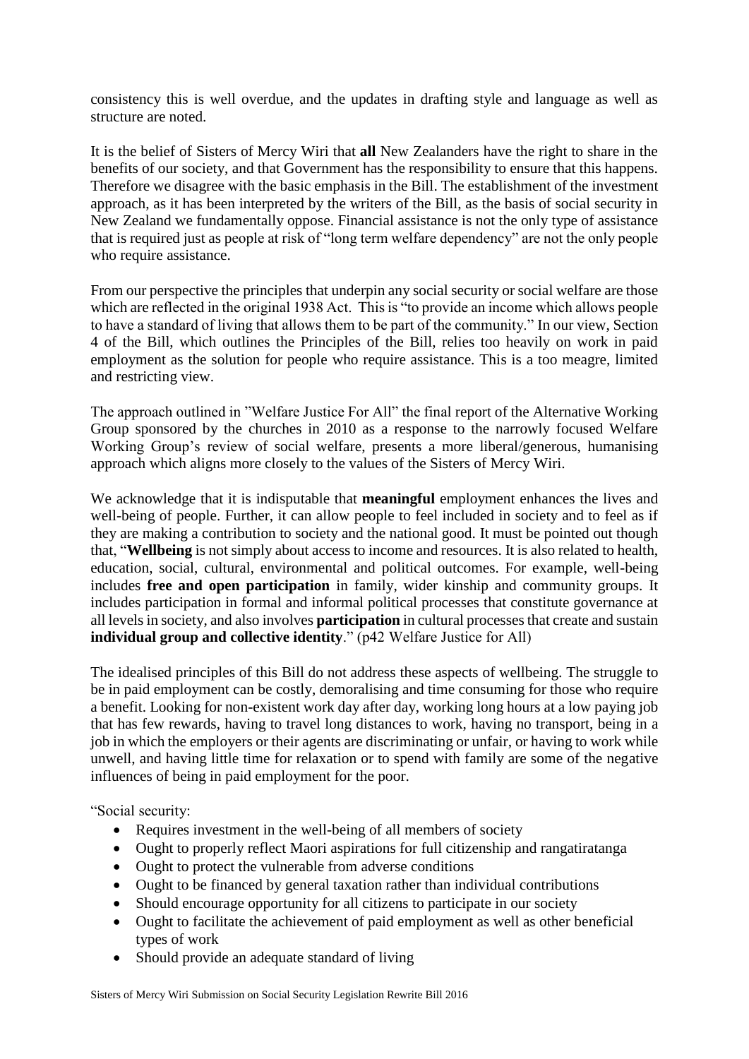consistency this is well overdue, and the updates in drafting style and language as well as structure are noted.

It is the belief of Sisters of Mercy Wiri that **all** New Zealanders have the right to share in the benefits of our society, and that Government has the responsibility to ensure that this happens. Therefore we disagree with the basic emphasis in the Bill. The establishment of the investment approach, as it has been interpreted by the writers of the Bill, as the basis of social security in New Zealand we fundamentally oppose. Financial assistance is not the only type of assistance that is required just as people at risk of "long term welfare dependency" are not the only people who require assistance.

From our perspective the principles that underpin any social security or social welfare are those which are reflected in the original 1938 Act. This is "to provide an income which allows people to have a standard of living that allows them to be part of the community." In our view, Section 4 of the Bill, which outlines the Principles of the Bill, relies too heavily on work in paid employment as the solution for people who require assistance. This is a too meagre, limited and restricting view.

The approach outlined in "Welfare Justice For All" the final report of the Alternative Working Group sponsored by the churches in 2010 as a response to the narrowly focused Welfare Working Group's review of social welfare, presents a more liberal/generous, humanising approach which aligns more closely to the values of the Sisters of Mercy Wiri.

We acknowledge that it is indisputable that **meaningful** employment enhances the lives and well-being of people. Further, it can allow people to feel included in society and to feel as if they are making a contribution to society and the national good. It must be pointed out though that, "**Wellbeing** is not simply about access to income and resources. It is also related to health, education, social, cultural, environmental and political outcomes. For example, well-being includes **free and open participation** in family, wider kinship and community groups. It includes participation in formal and informal political processes that constitute governance at all levels in society, and also involves **participation** in cultural processes that create and sustain **individual group and collective identity**." (p42 Welfare Justice for All)

The idealised principles of this Bill do not address these aspects of wellbeing. The struggle to be in paid employment can be costly, demoralising and time consuming for those who require a benefit. Looking for non-existent work day after day, working long hours at a low paying job that has few rewards, having to travel long distances to work, having no transport, being in a job in which the employers or their agents are discriminating or unfair, or having to work while unwell, and having little time for relaxation or to spend with family are some of the negative influences of being in paid employment for the poor.

"Social security:

- Requires investment in the well-being of all members of society
- Ought to properly reflect Maori aspirations for full citizenship and rangatiratanga
- Ought to protect the vulnerable from adverse conditions
- Ought to be financed by general taxation rather than individual contributions
- Should encourage opportunity for all citizens to participate in our society
- Ought to facilitate the achievement of paid employment as well as other beneficial types of work
- Should provide an adequate standard of living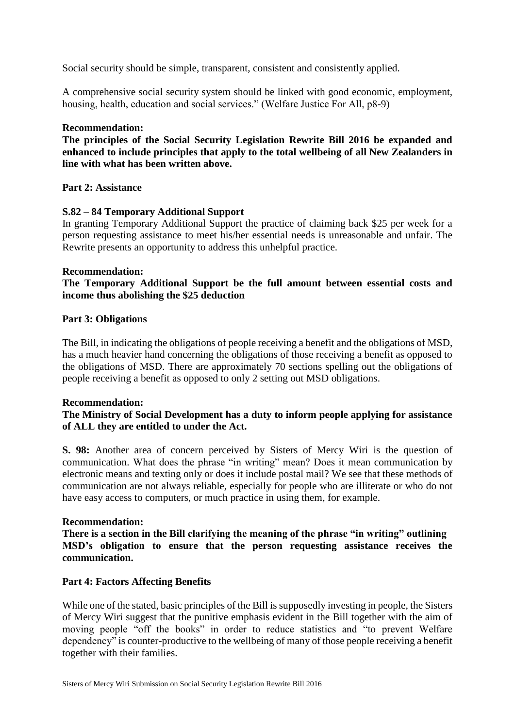Social security should be simple, transparent, consistent and consistently applied.

A comprehensive social security system should be linked with good economic, employment, housing, health, education and social services." (Welfare Justice For All, p8-9)

**Recommendation:**

**The principles of the Social Security Legislation Rewrite Bill 2016 be expanded and enhanced to include principles that apply to the total wellbeing of all New Zealanders in line with what has been written above.**

**Part 2: Assistance**

**S.82 – 84 Temporary Additional Support**

In granting Temporary Additional Support the practice of claiming back $25 per week for a person requesting assistance to meet his/her essential needs is unreasonable and unfair. The Rewrite presents an opportunity to address this unhelpful practice.

**Recommendation:**

**The Temporary Additional Support be the full amount between essential costs and income thus abolishing the $25 deduction**

**Part 3: Obligations**

The Bill, in indicating the obligations of people receiving a benefit and the obligations of MSD, has a much heavier hand concerning the obligations of those receiving a benefit as opposed to the obligations of MSD. There are approximately 70 sections spelling out the obligations of people receiving a benefit as opposed to only 2 setting out MSD obligations.

**Recommendation:**

**The Ministry of Social Development has a duty to inform people applying for assistance of ALL they are entitled to under the Act.**

**S. 98:** Another area of concern perceived by Sisters of Mercy Wiri is the question of communication. What does the phrase "in writing" mean? Does it mean communication by electronic means and texting only or does it include postal mail? We see that these methods of communication are not always reliable, especially for people who are illiterate or who do not have easy access to computers, or much practice in using them, for example.

**Recommendation:**

**There is a section in the Bill clarifying the meaning of the phrase "in writing" outlining MSD's obligation to ensure that the person requesting assistance receives the communication.**

**Part 4: Factors Affecting Benefits**

While one of the stated, basic principles of the Bill is supposedly investing in people, the Sisters of Mercy Wiri suggest that the punitive emphasis evident in the Bill together with the aim of moving people "off the books" in order to reduce statistics and "to prevent Welfare dependency" is counter-productive to the wellbeing of many of those people receiving a benefit together with their families.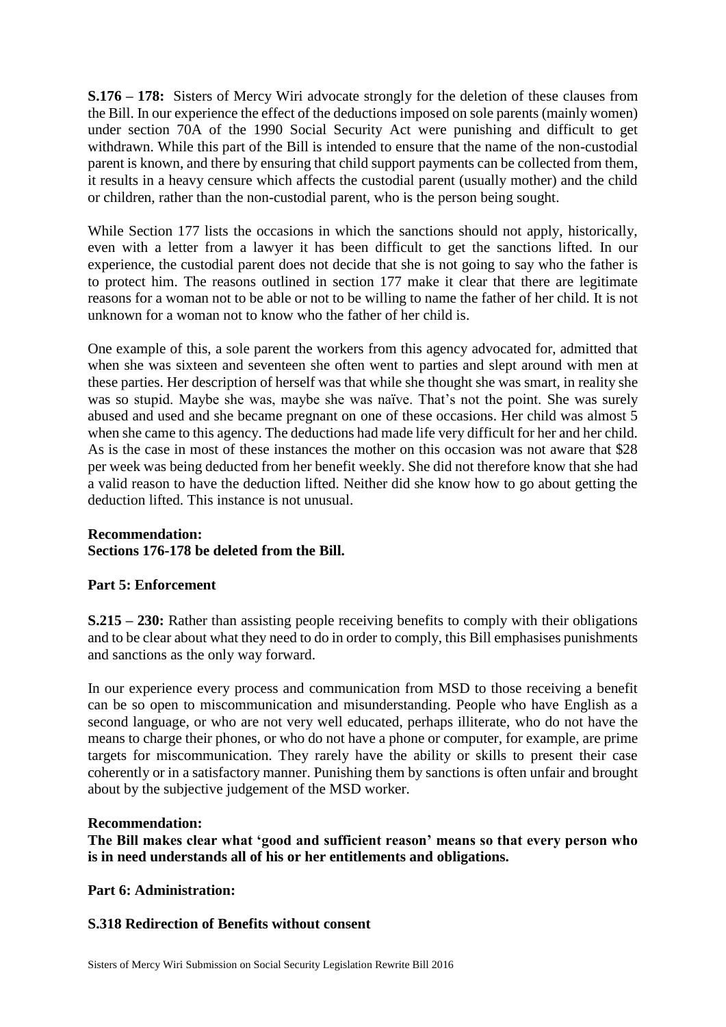**S.176 – 178:** Sisters of Mercy Wiri advocate strongly for the deletion of these clauses from the Bill. In our experience the effect of the deductions imposed on sole parents (mainly women) under section 70A of the 1990 Social Security Act were punishing and difficult to get withdrawn. While this part of the Bill is intended to ensure that the name of the non-custodial parent is known, and there by ensuring that child support payments can be collected from them, it results in a heavy censure which affects the custodial parent (usually mother) and the child or children, rather than the non-custodial parent, who is the person being sought.

While Section 177 lists the occasions in which the sanctions should not apply, historically, even with a letter from a lawyer it has been difficult to get the sanctions lifted. In our experience, the custodial parent does not decide that she is not going to say who the father is to protect him. The reasons outlined in section 177 make it clear that there are legitimate reasons for a woman not to be able or not to be willing to name the father of her child. It is not unknown for a woman not to know who the father of her child is.

One example of this, a sole parent the workers from this agency advocated for, admitted that when she was sixteen and seventeen she often went to parties and slept around with men at these parties. Her description of herself was that while she thought she was smart, in reality she was so stupid. Maybe she was, maybe she was naïve. That's not the point. She was surely abused and used and she became pregnant on one of these occasions. Her child was almost 5 when she came to this agency. The deductions had made life very difficult for her and her child. As is the case in most of these instances the mother on this occasion was not aware that $28 per week was being deducted from her benefit weekly. She did not therefore know that she had a valid reason to have the deduction lifted. Neither did she know how to go about getting the deduction lifted. This instance is not unusual.

**Recommendation:**
**Sections 176-178 be deleted from the Bill.**

**Part 5: Enforcement**

**S.215 – 230:** Rather than assisting people receiving benefits to comply with their obligations and to be clear about what they need to do in order to comply, this Bill emphasises punishments and sanctions as the only way forward.

In our experience every process and communication from MSD to those receiving a benefit can be so open to miscommunication and misunderstanding. People who have English as a second language, or who are not very well educated, perhaps illiterate, who do not have the means to charge their phones, or who do not have a phone or computer, for example, are prime targets for miscommunication. They rarely have the ability or skills to present their case coherently or in a satisfactory manner. Punishing them by sanctions is often unfair and brought about by the subjective judgement of the MSD worker.

**Recommendation:**
**The Bill makes clear what 'good and sufficient reason' means so that every person who is in need understands all of his or her entitlements and obligations.**

**Part 6: Administration:**

**S.318 Redirection of Benefits without consent**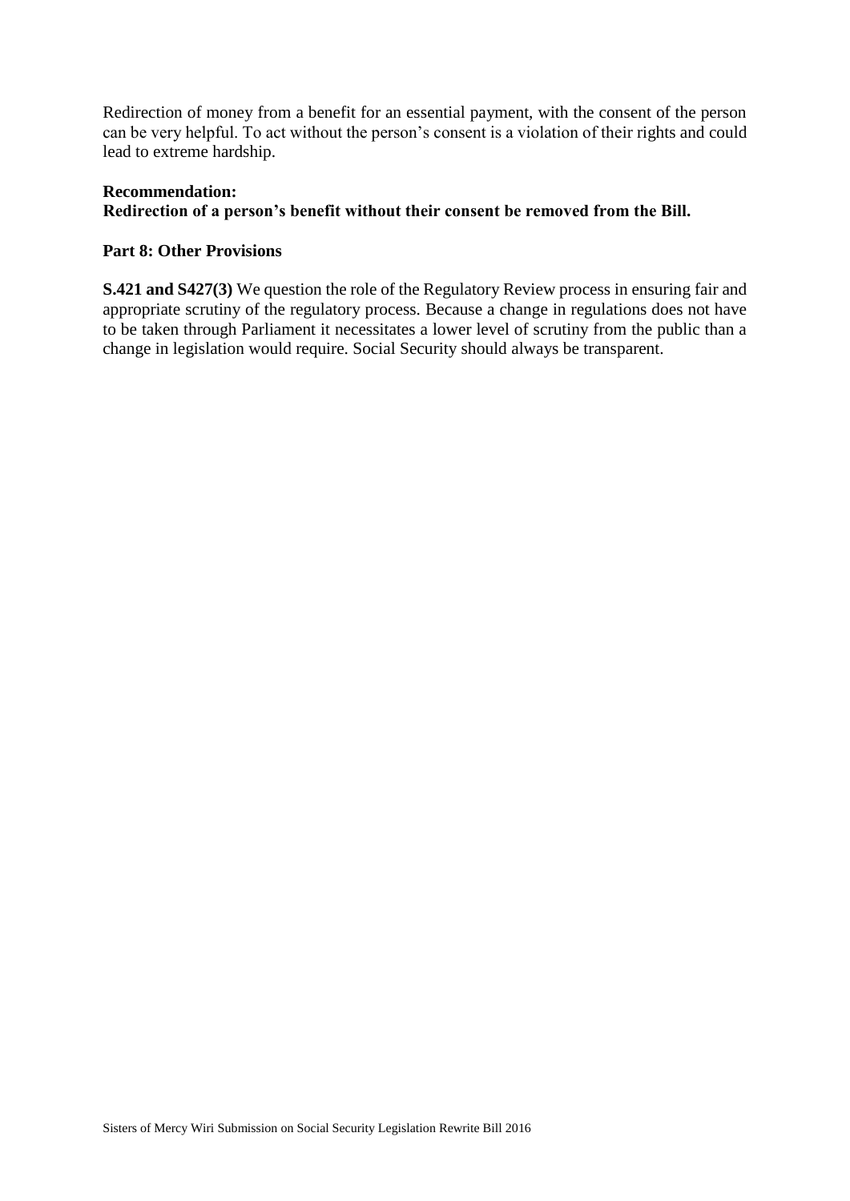Redirection of money from a benefit for an essential payment, with the consent of the person can be very helpful. To act without the person's consent is a violation of their rights and could lead to extreme hardship.

**Recommendation:**
**Redirection of a person's benefit without their consent be removed from the Bill.**

**Part 8: Other Provisions**

**S.421 and S427(3)** We question the role of the Regulatory Review process in ensuring fair and appropriate scrutiny of the regulatory process. Because a change in regulations does not have to be taken through Parliament it necessitates a lower level of scrutiny from the public than a change in legislation would require. Social Security should always be transparent.